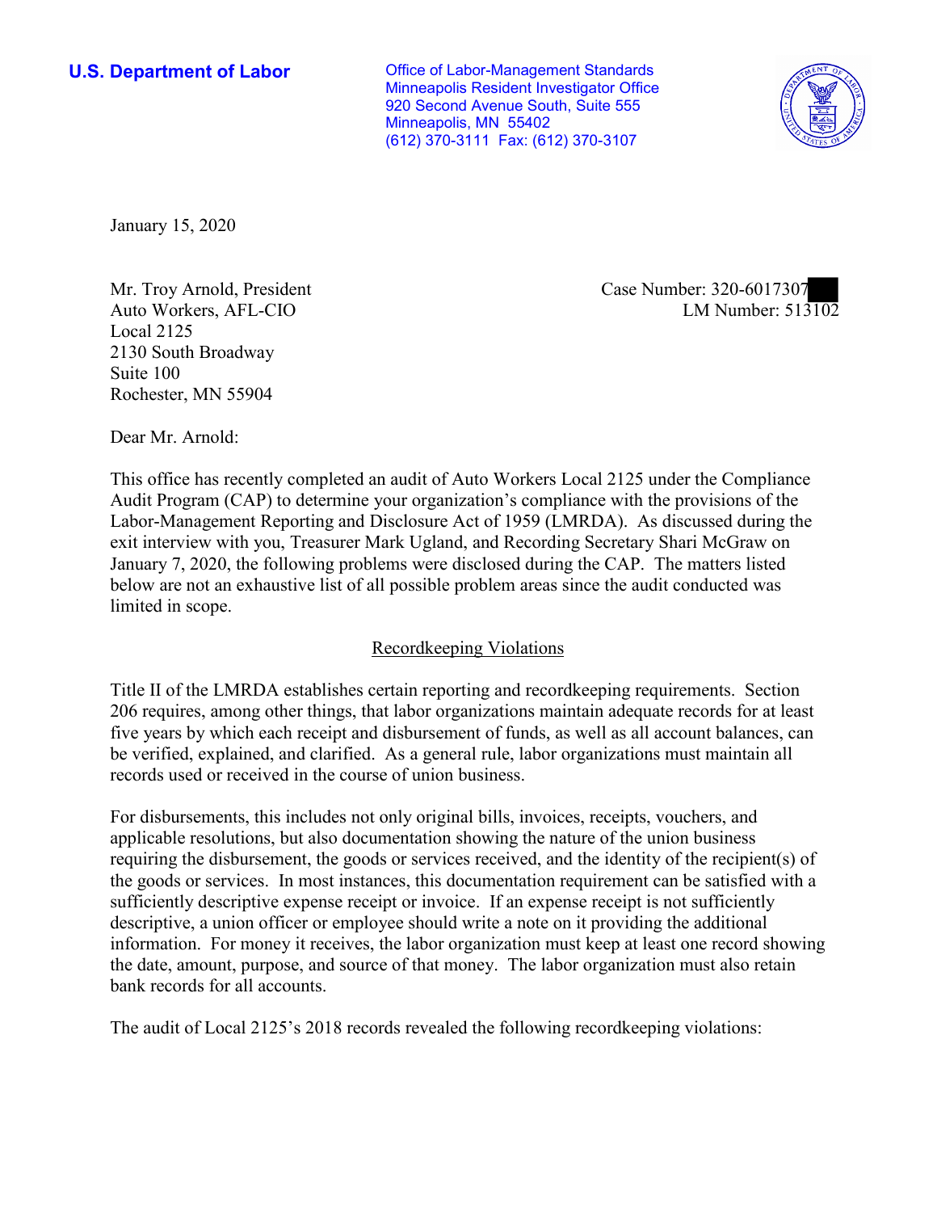**U.S. Department of Labor**

Office of Labor-Management Standards
Minneapolis Resident Investigator Office
920 Second Avenue South, Suite 555
Minneapolis, MN 55402
(612) 370-3111 Fax: (612) 370-3107

January 15, 2020

Mr. Troy Arnold, President
Auto Workers, AFL-CIO
Local 2125
2130 South Broadway
Suite 100
Rochester, MN 55904

Case Number: 320-6017307
LM Number: 513102

Dear Mr. Arnold:

This office has recently completed an audit of Auto Workers Local 2125 under the Compliance Audit Program (CAP) to determine your organization's compliance with the provisions of the Labor-Management Reporting and Disclosure Act of 1959 (LMRDA). As discussed during the exit interview with you, Treasurer Mark Ugland, and Recording Secretary Shari McGraw on January 7, 2020, the following problems were disclosed during the CAP. The matters listed below are not an exhaustive list of all possible problem areas since the audit conducted was limited in scope.

## Recordkeeping Violations

Title II of the LMRDA establishes certain reporting and recordkeeping requirements. Section 206 requires, among other things, that labor organizations maintain adequate records for at least five years by which each receipt and disbursement of funds, as well as all account balances, can be verified, explained, and clarified. As a general rule, labor organizations must maintain all records used or received in the course of union business.

For disbursements, this includes not only original bills, invoices, receipts, vouchers, and applicable resolutions, but also documentation showing the nature of the union business requiring the disbursement, the goods or services received, and the identity of the recipient(s) of the goods or services. In most instances, this documentation requirement can be satisfied with a sufficiently descriptive expense receipt or invoice. If an expense receipt is not sufficiently descriptive, a union officer or employee should write a note on it providing the additional information. For money it receives, the labor organization must keep at least one record showing the date, amount, purpose, and source of that money. The labor organization must also retain bank records for all accounts.

The audit of Local 2125's 2018 records revealed the following recordkeeping violations: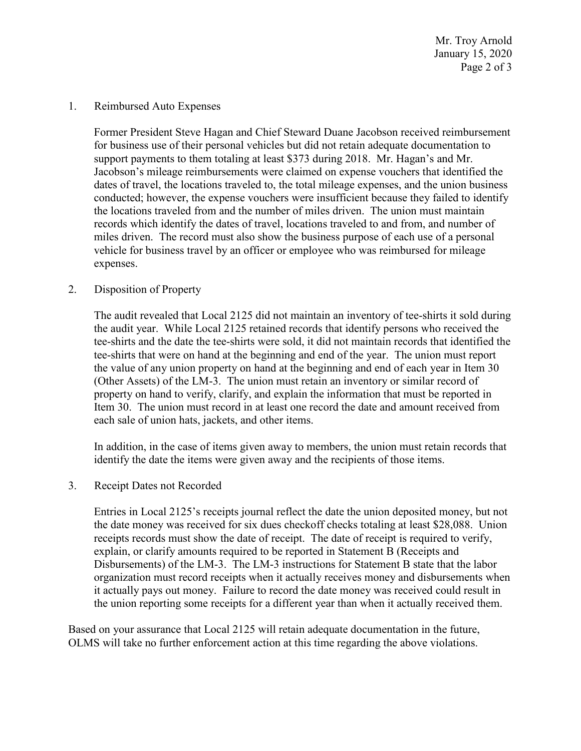1. Reimbursed Auto Expenses

   Former President Steve Hagan and Chief Steward Duane Jacobson received reimbursement for business use of their personal vehicles but did not retain adequate documentation to support payments to them totaling at least $373 during 2018. Mr. Hagan's and Mr. Jacobson's mileage reimbursements were claimed on expense vouchers that identified the dates of travel, the locations traveled to, the total mileage expenses, and the union business conducted; however, the expense vouchers were insufficient because they failed to identify the locations traveled from and the number of miles driven. The union must maintain records which identify the dates of travel, locations traveled to and from, and number of miles driven. The record must also show the business purpose of each use of a personal vehicle for business travel by an officer or employee who was reimbursed for mileage expenses.

2. Disposition of Property

   The audit revealed that Local 2125 did not maintain an inventory of tee-shirts it sold during the audit year. While Local 2125 retained records that identify persons who received the tee-shirts and the date the tee-shirts were sold, it did not maintain records that identified the tee-shirts that were on hand at the beginning and end of the year. The union must report the value of any union property on hand at the beginning and end of each year in Item 30 (Other Assets) of the LM-3. The union must retain an inventory or similar record of property on hand to verify, clarify, and explain the information that must be reported in Item 30. The union must record in at least one record the date and amount received from each sale of union hats, jackets, and other items.

   In addition, in the case of items given away to members, the union must retain records that identify the date the items were given away and the recipients of those items.

3. Receipt Dates not Recorded

   Entries in Local 2125's receipts journal reflect the date the union deposited money, but not the date money was received for six dues checkoff checks totaling at least $28,088. Union receipts records must show the date of receipt. The date of receipt is required to verify, explain, or clarify amounts required to be reported in Statement B (Receipts and Disbursements) of the LM-3. The LM-3 instructions for Statement B state that the labor organization must record receipts when it actually receives money and disbursements when it actually pays out money. Failure to record the date money was received could result in the union reporting some receipts for a different year than when it actually received them.

Based on your assurance that Local 2125 will retain adequate documentation in the future, OLMS will take no further enforcement action at this time regarding the above violations.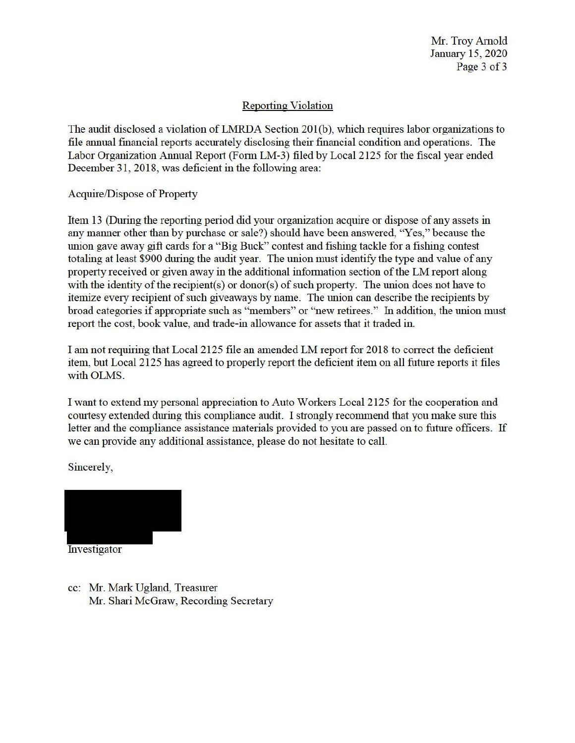## Reporting Violation

The audit disclosed a violation of LMRDA Section 201(b), which requires labor organizations to file annual financial reports accurately disclosing their financial condition and operations. The Labor Organization Annual Report (Form LM-3) filed by Local 2125 for the fiscal year ended December 31, 2018, was deficient in the following area:

Acquire/Dispose of Property

Item 13 (During the reporting period did your organization acquire or dispose of any assets in any manner other than by purchase or sale?) should have been answered, "Yes," because the union gave away gift cards for a "Big Buck" contest and fishing tackle for a fishing contest totaling at least $900 during the audit year. The union must identify the type and value of any property received or given away in the additional information section of the LM report along with the identity of the recipient(s) or donor(s) of such property. The union does not have to itemize every recipient of such giveaways by name. The union can describe the recipients by broad categories if appropriate such as "members" or "new retirees." In addition, the union must report the cost, book value, and trade-in allowance for assets that it traded in.

I am not requiring that Local 2125 file an amended LM report for 2018 to correct the deficient item, but Local 2125 has agreed to properly report the deficient item on all future reports it files with OLMS.

I want to extend my personal appreciation to Auto Workers Local 2125 for the cooperation and courtesy extended during this compliance audit. I strongly recommend that you make sure this letter and the compliance assistance materials provided to you are passed on to future officers. If we can provide any additional assistance, please do not hesitate to call.

Sincerely,

Investigator

cc: Mr. Mark Ugland, Treasurer
Mr. Shari McGraw, Recording Secretary